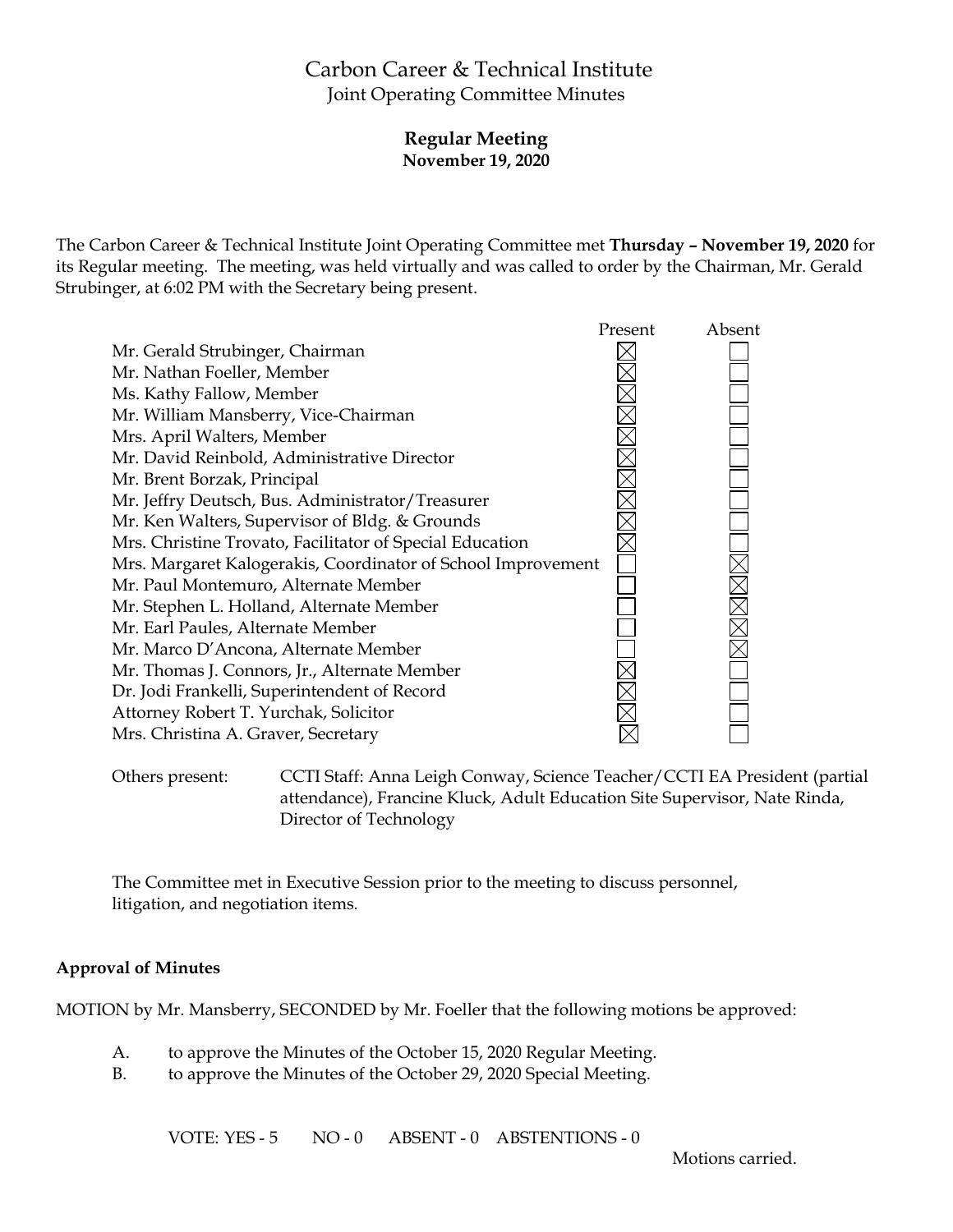# Carbon Career & Technical Institute

Joint Operating Committee Minutes

**Regular Meeting**
**November 19, 2020**

The Carbon Career & Technical Institute Joint Operating Committee met **Thursday – November 19, 2020** for its Regular meeting. The meeting, was held virtually and was called to order by the Chairman, Mr. Gerald Strubinger, at 6:02 PM with the Secretary being present.

| | Present | Absent |
|---|---|---|
| Mr. Gerald Strubinger, Chairman | ☒ | ☐ |
| Mr. Nathan Foeller, Member | ☒ | ☐ |
| Ms. Kathy Fallow, Member | ☒ | ☐ |
| Mr. William Mansberry, Vice-Chairman | ☒ | ☐ |
| Mrs. April Walters, Member | ☒ | ☐ |
| Mr. David Reinbold, Administrative Director | ☒ | ☐ |
| Mr. Brent Borzak, Principal | ☒ | ☐ |
| Mr. Jeffry Deutsch, Bus. Administrator/Treasurer | ☒ | ☐ |
| Mr. Ken Walters, Supervisor of Bldg. & Grounds | ☒ | ☐ |
| Mrs. Christine Trovato, Facilitator of Special Education | ☒ | ☐ |
| Mrs. Margaret Kalogerakis, Coordinator of School Improvement | ☐ | ☒ |
| Mr. Paul Montemuro, Alternate Member | ☐ | ☒ |
| Mr. Stephen L. Holland, Alternate Member | ☐ | ☒ |
| Mr. Earl Paules, Alternate Member | ☐ | ☒ |
| Mr. Marco D'Ancona, Alternate Member | ☐ | ☒ |
| Mr. Thomas J. Connors, Jr., Alternate Member | ☒ | ☐ |
| Dr. Jodi Frankelli, Superintendent of Record | ☒ | ☐ |
| Attorney Robert T. Yurchak, Solicitor | ☒ | ☐ |
| Mrs. Christina A. Graver, Secretary | ☒ | ☐ |

Others present: CCTI Staff: Anna Leigh Conway, Science Teacher/CCTI EA President (partial attendance), Francine Kluck, Adult Education Site Supervisor, Nate Rinda, Director of Technology

The Committee met in Executive Session prior to the meeting to discuss personnel, litigation, and negotiation items.

**Approval of Minutes**

MOTION by Mr. Mansberry, SECONDED by Mr. Foeller that the following motions be approved:

A. to approve the Minutes of the October 15, 2020 Regular Meeting.
B. to approve the Minutes of the October 29, 2020 Special Meeting.

VOTE: YES - 5 NO - 0 ABSENT - 0 ABSTENTIONS - 0

Motions carried.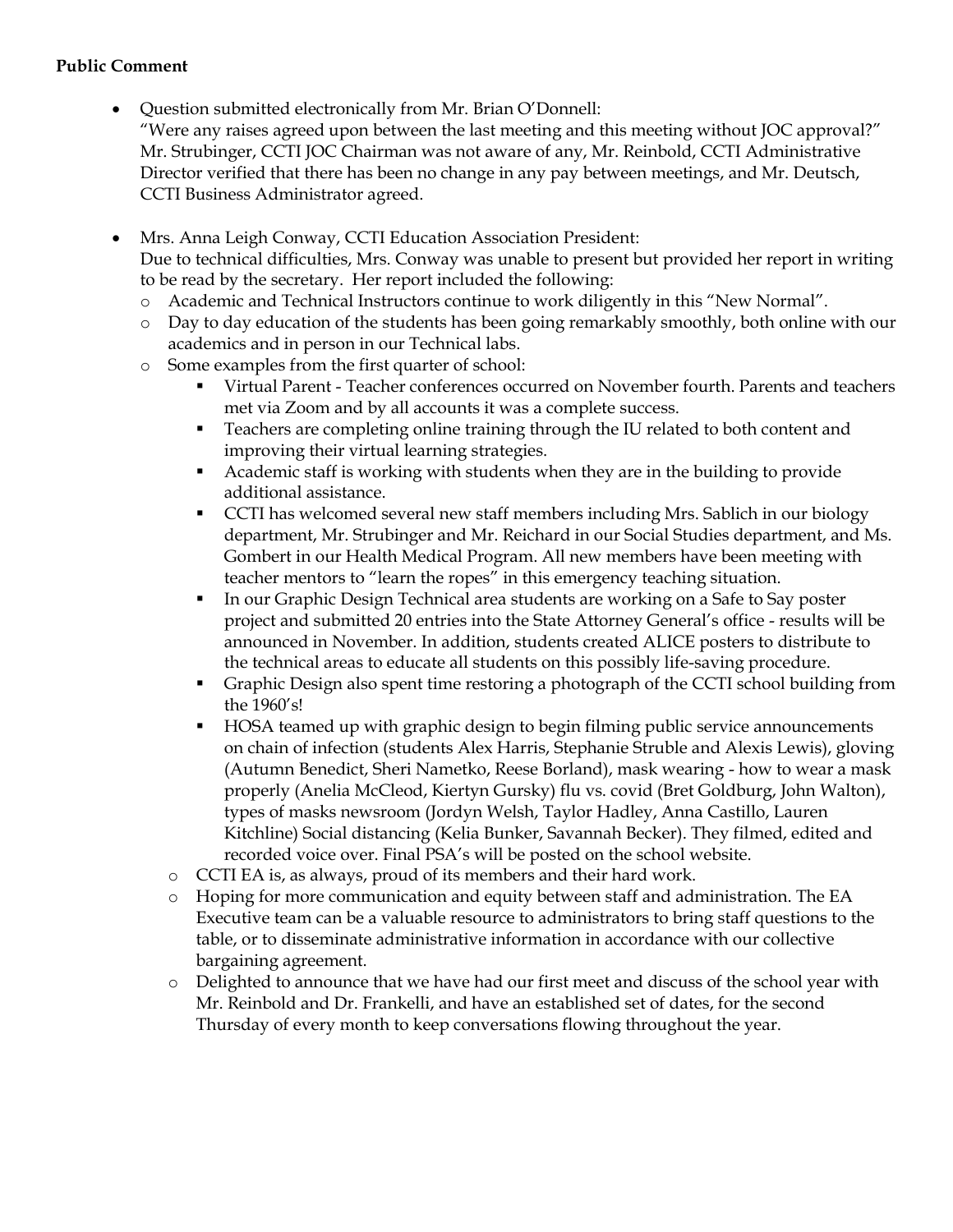**Public Comment**

- Question submitted electronically from Mr. Brian O'Donnell:
  "Were any raises agreed upon between the last meeting and this meeting without JOC approval?" Mr. Strubinger, CCTI JOC Chairman was not aware of any, Mr. Reinbold, CCTI Administrative Director verified that there has been no change in any pay between meetings, and Mr. Deutsch, CCTI Business Administrator agreed.

- Mrs. Anna Leigh Conway, CCTI Education Association President:
  Due to technical difficulties, Mrs. Conway was unable to present but provided her report in writing to be read by the secretary. Her report included the following:
  - Academic and Technical Instructors continue to work diligently in this "New Normal".
  - Day to day education of the students has been going remarkably smoothly, both online with our academics and in person in our Technical labs.
  - Some examples from the first quarter of school:
    - Virtual Parent - Teacher conferences occurred on November fourth. Parents and teachers met via Zoom and by all accounts it was a complete success.
    - Teachers are completing online training through the IU related to both content and improving their virtual learning strategies.
    - Academic staff is working with students when they are in the building to provide additional assistance.
    - CCTI has welcomed several new staff members including Mrs. Sablich in our biology department, Mr. Strubinger and Mr. Reichard in our Social Studies department, and Ms. Gombert in our Health Medical Program. All new members have been meeting with teacher mentors to "learn the ropes" in this emergency teaching situation.
    - In our Graphic Design Technical area students are working on a Safe to Say poster project and submitted 20 entries into the State Attorney General's office - results will be announced in November. In addition, students created ALICE posters to distribute to the technical areas to educate all students on this possibly life-saving procedure.
    - Graphic Design also spent time restoring a photograph of the CCTI school building from the 1960's!
    - HOSA teamed up with graphic design to begin filming public service announcements on chain of infection (students Alex Harris, Stephanie Struble and Alexis Lewis), gloving (Autumn Benedict, Sheri Nametko, Reese Borland), mask wearing - how to wear a mask properly (Anelia McCleod, Kiertyn Gursky) flu vs. covid (Bret Goldburg, John Walton), types of masks newsroom (Jordyn Welsh, Taylor Hadley, Anna Castillo, Lauren Kitchline) Social distancing (Kelia Bunker, Savannah Becker). They filmed, edited and recorded voice over. Final PSA's will be posted on the school website.
  - CCTI EA is, as always, proud of its members and their hard work.
  - Hoping for more communication and equity between staff and administration. The EA Executive team can be a valuable resource to administrators to bring staff questions to the table, or to disseminate administrative information in accordance with our collective bargaining agreement.
  - Delighted to announce that we have had our first meet and discuss of the school year with Mr. Reinbold and Dr. Frankelli, and have an established set of dates, for the second Thursday of every month to keep conversations flowing throughout the year.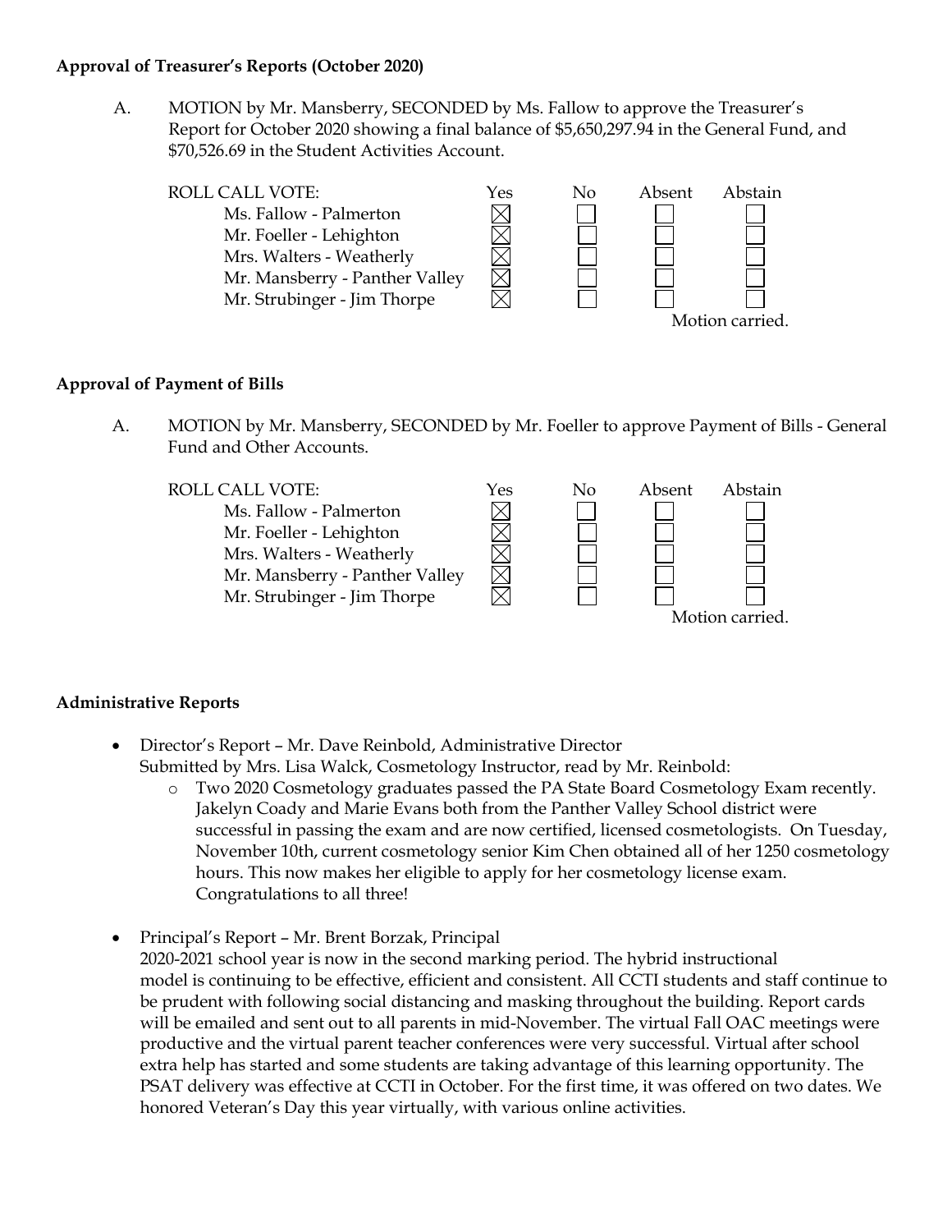**Approval of Treasurer's Reports (October 2020)**

A. MOTION by Mr. Mansberry, SECONDED by Ms. Fallow to approve the Treasurer's Report for October 2020 showing a final balance of $5,650,297.94 in the General Fund, and $70,526.69 in the Student Activities Account.

| ROLL CALL VOTE: | Yes | No | Absent | Abstain |
|---|---|---|---|---|
| Ms. Fallow - Palmerton | ☒ | ☐ | ☐ | ☐ |
| Mr. Foeller - Lehighton | ☒ | ☐ | ☐ | ☐ |
| Mrs. Walters - Weatherly | ☒ | ☐ | ☐ | ☐ |
| Mr. Mansberry - Panther Valley | ☒ | ☐ | ☐ | ☐ |
| Mr. Strubinger - Jim Thorpe | ☒ | ☐ | ☐ | ☐ |

Motion carried.

**Approval of Payment of Bills**

A. MOTION by Mr. Mansberry, SECONDED by Mr. Foeller to approve Payment of Bills - General Fund and Other Accounts.

| ROLL CALL VOTE: | Yes | No | Absent | Abstain |
|---|---|---|---|---|
| Ms. Fallow - Palmerton | ☒ | ☐ | ☐ | ☐ |
| Mr. Foeller - Lehighton | ☒ | ☐ | ☐ | ☐ |
| Mrs. Walters - Weatherly | ☒ | ☐ | ☐ | ☐ |
| Mr. Mansberry - Panther Valley | ☒ | ☐ | ☐ | ☐ |
| Mr. Strubinger - Jim Thorpe | ☒ | ☐ | ☐ | ☐ |

Motion carried.

**Administrative Reports**

- Director's Report – Mr. Dave Reinbold, Administrative Director
  Submitted by Mrs. Lisa Walck, Cosmetology Instructor, read by Mr. Reinbold:
    - Two 2020 Cosmetology graduates passed the PA State Board Cosmetology Exam recently. Jakelyn Coady and Marie Evans both from the Panther Valley School district were successful in passing the exam and are now certified, licensed cosmetologists. On Tuesday, November 10th, current cosmetology senior Kim Chen obtained all of her 1250 cosmetology hours. This now makes her eligible to apply for her cosmetology license exam. Congratulations to all three!

- Principal's Report – Mr. Brent Borzak, Principal
  2020-2021 school year is now in the second marking period. The hybrid instructional model is continuing to be effective, efficient and consistent. All CCTI students and staff continue to be prudent with following social distancing and masking throughout the building. Report cards will be emailed and sent out to all parents in mid-November. The virtual Fall OAC meetings were productive and the virtual parent teacher conferences were very successful. Virtual after school extra help has started and some students are taking advantage of this learning opportunity. The PSAT delivery was effective at CCTI in October. For the first time, it was offered on two dates. We honored Veteran's Day this year virtually, with various online activities.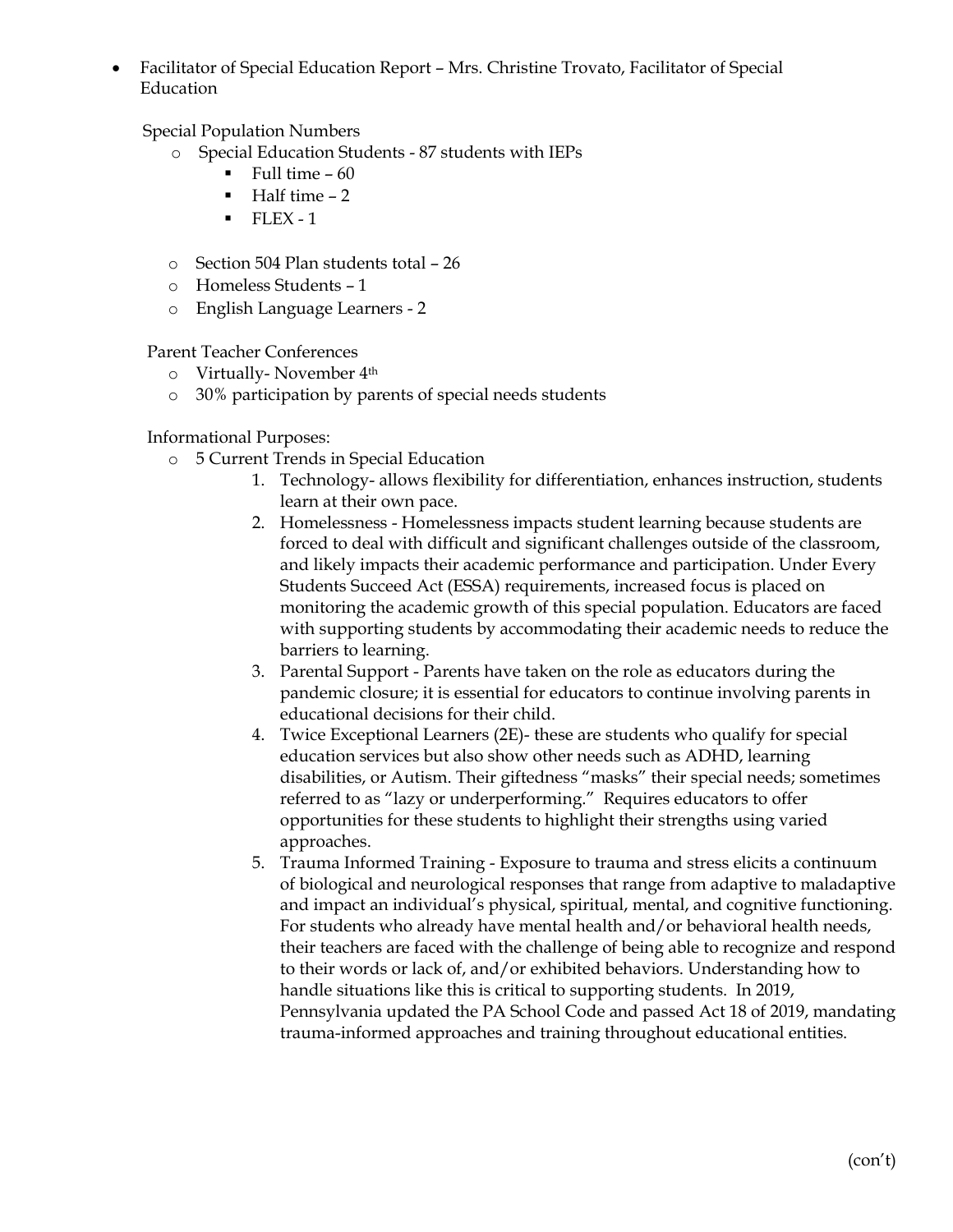- Facilitator of Special Education Report – Mrs. Christine Trovato, Facilitator of Special Education

  Special Population Numbers

  - Special Education Students - 87 students with IEPs
    - Full time – 60
    - Half time – 2
    - FLEX - 1
  - Section 504 Plan students total – 26
  - Homeless Students – 1
  - English Language Learners - 2

  Parent Teacher Conferences

  - Virtually- November 4th
  - 30% participation by parents of special needs students

  Informational Purposes:

  - 5 Current Trends in Special Education
    1. Technology- allows flexibility for differentiation, enhances instruction, students learn at their own pace.
    2. Homelessness - Homelessness impacts student learning because students are forced to deal with difficult and significant challenges outside of the classroom, and likely impacts their academic performance and participation. Under Every Students Succeed Act (ESSA) requirements, increased focus is placed on monitoring the academic growth of this special population. Educators are faced with supporting students by accommodating their academic needs to reduce the barriers to learning.
    3. Parental Support - Parents have taken on the role as educators during the pandemic closure; it is essential for educators to continue involving parents in educational decisions for their child.
    4. Twice Exceptional Learners (2E)- these are students who qualify for special education services but also show other needs such as ADHD, learning disabilities, or Autism. Their giftedness "masks" their special needs; sometimes referred to as "lazy or underperforming." Requires educators to offer opportunities for these students to highlight their strengths using varied approaches.
    5. Trauma Informed Training - Exposure to trauma and stress elicits a continuum of biological and neurological responses that range from adaptive to maladaptive and impact an individual's physical, spiritual, mental, and cognitive functioning. For students who already have mental health and/or behavioral health needs, their teachers are faced with the challenge of being able to recognize and respond to their words or lack of, and/or exhibited behaviors. Understanding how to handle situations like this is critical to supporting students. In 2019, Pennsylvania updated the PA School Code and passed Act 18 of 2019, mandating trauma-informed approaches and training throughout educational entities.

(con't)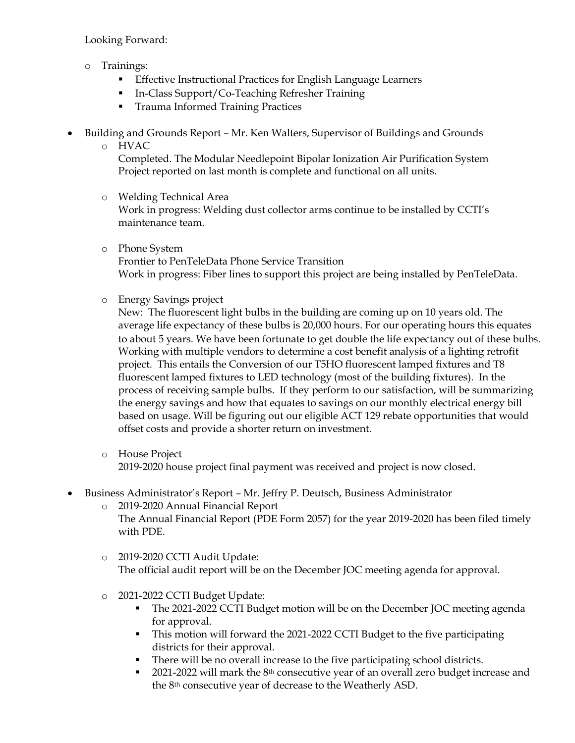Looking Forward:

- Trainings:
  - Effective Instructional Practices for English Language Learners
  - In-Class Support/Co-Teaching Refresher Training
  - Trauma Informed Training Practices

- Building and Grounds Report – Mr. Ken Walters, Supervisor of Buildings and Grounds
  - HVAC
    Completed. The Modular Needlepoint Bipolar Ionization Air Purification System Project reported on last month is complete and functional on all units.

  - Welding Technical Area
    Work in progress: Welding dust collector arms continue to be installed by CCTI's maintenance team.

  - Phone System
    Frontier to PenTeleData Phone Service Transition
    Work in progress: Fiber lines to support this project are being installed by PenTeleData.

  - Energy Savings project
    New: The fluorescent light bulbs in the building are coming up on 10 years old. The average life expectancy of these bulbs is 20,000 hours. For our operating hours this equates to about 5 years. We have been fortunate to get double the life expectancy out of these bulbs. Working with multiple vendors to determine a cost benefit analysis of a lighting retrofit project. This entails the Conversion of our T5HO fluorescent lamped fixtures and T8 fluorescent lamped fixtures to LED technology (most of the building fixtures). In the process of receiving sample bulbs. If they perform to our satisfaction, will be summarizing the energy savings and how that equates to savings on our monthly electrical energy bill based on usage. Will be figuring out our eligible ACT 129 rebate opportunities that would offset costs and provide a shorter return on investment.

  - House Project
    2019-2020 house project final payment was received and project is now closed.

- Business Administrator's Report – Mr. Jeffry P. Deutsch, Business Administrator
  - 2019-2020 Annual Financial Report
    The Annual Financial Report (PDE Form 2057) for the year 2019-2020 has been filed timely with PDE.

  - 2019-2020 CCTI Audit Update:
    The official audit report will be on the December JOC meeting agenda for approval.

  - 2021-2022 CCTI Budget Update:
    - The 2021-2022 CCTI Budget motion will be on the December JOC meeting agenda for approval.
    - This motion will forward the 2021-2022 CCTI Budget to the five participating districts for their approval.
    - There will be no overall increase to the five participating school districts.
    - 2021-2022 will mark the 8th consecutive year of an overall zero budget increase and the 8th consecutive year of decrease to the Weatherly ASD.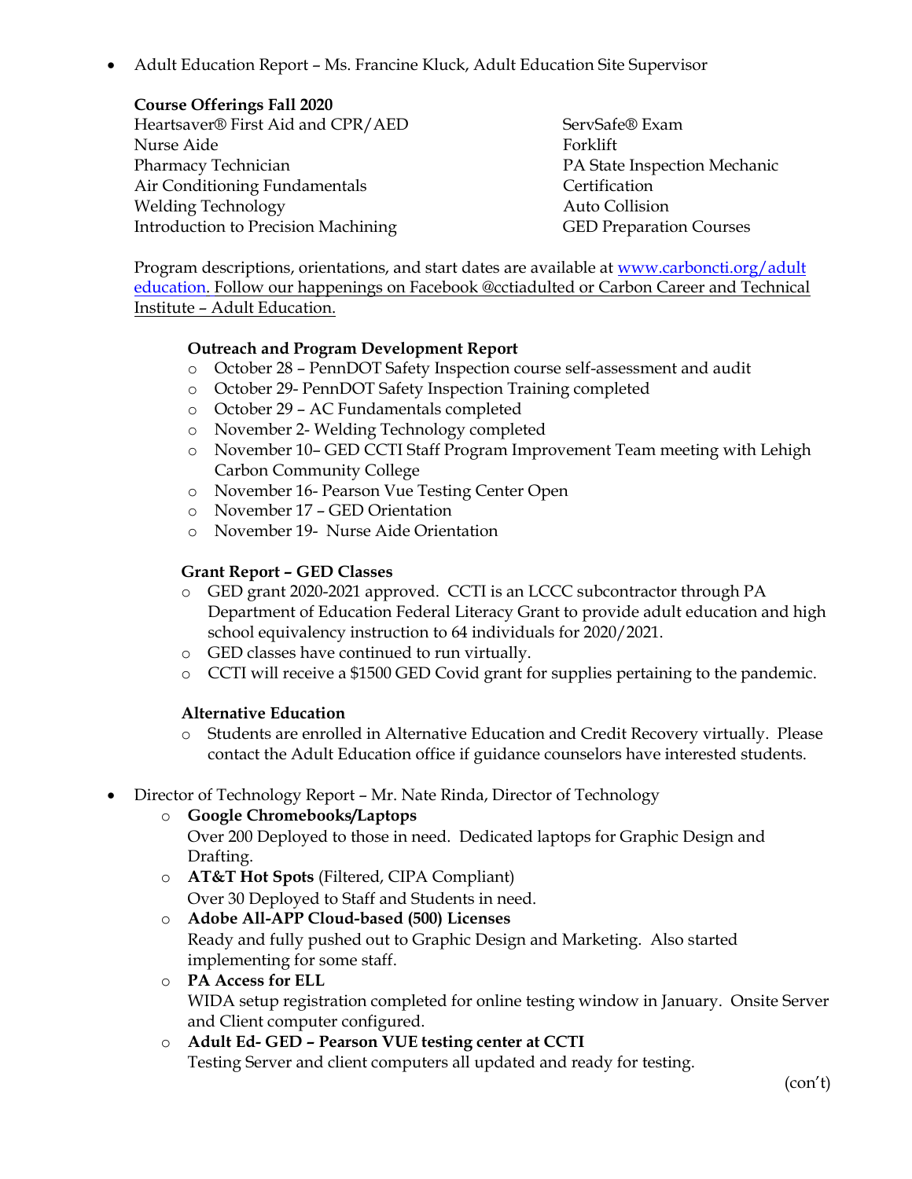- Adult Education Report – Ms. Francine Kluck, Adult Education Site Supervisor

  **Course Offerings Fall 2020**

  Heartsaver® First Aid and CPR/AED
  Nurse Aide
  Pharmacy Technician
  Air Conditioning Fundamentals
  Welding Technology
  Introduction to Precision Machining
  ServSafe® Exam
  Forklift
  PA State Inspection Mechanic Certification
  Auto Collision
  GED Preparation Courses

  Program descriptions, orientations, and start dates are available at www.carboncti.org/adult education. Follow our happenings on Facebook @cctiadulted or Carbon Career and Technical Institute – Adult Education.

  **Outreach and Program Development Report**
  - October 28 – PennDOT Safety Inspection course self-assessment and audit
  - October 29- PennDOT Safety Inspection Training completed
  - October 29 – AC Fundamentals completed
  - November 2- Welding Technology completed
  - November 10– GED CCTI Staff Program Improvement Team meeting with Lehigh Carbon Community College
  - November 16- Pearson Vue Testing Center Open
  - November 17 – GED Orientation
  - November 19- Nurse Aide Orientation

  **Grant Report – GED Classes**
  - GED grant 2020-2021 approved. CCTI is an LCCC subcontractor through PA Department of Education Federal Literacy Grant to provide adult education and high school equivalency instruction to 64 individuals for 2020/2021.
  - GED classes have continued to run virtually.
  - CCTI will receive a $1500 GED Covid grant for supplies pertaining to the pandemic.

  **Alternative Education**
  - Students are enrolled in Alternative Education and Credit Recovery virtually. Please contact the Adult Education office if guidance counselors have interested students.

- Director of Technology Report – Mr. Nate Rinda, Director of Technology
  - **Google Chromebooks/Laptops**
    Over 200 Deployed to those in need. Dedicated laptops for Graphic Design and Drafting.
  - **AT&T Hot Spots** (Filtered, CIPA Compliant)
    Over 30 Deployed to Staff and Students in need.
  - **Adobe All-APP Cloud-based (500) Licenses**
    Ready and fully pushed out to Graphic Design and Marketing. Also started implementing for some staff.
  - **PA Access for ELL**
    WIDA setup registration completed for online testing window in January. Onsite Server and Client computer configured.
  - **Adult Ed- GED – Pearson VUE testing center at CCTI**
    Testing Server and client computers all updated and ready for testing.

(con't)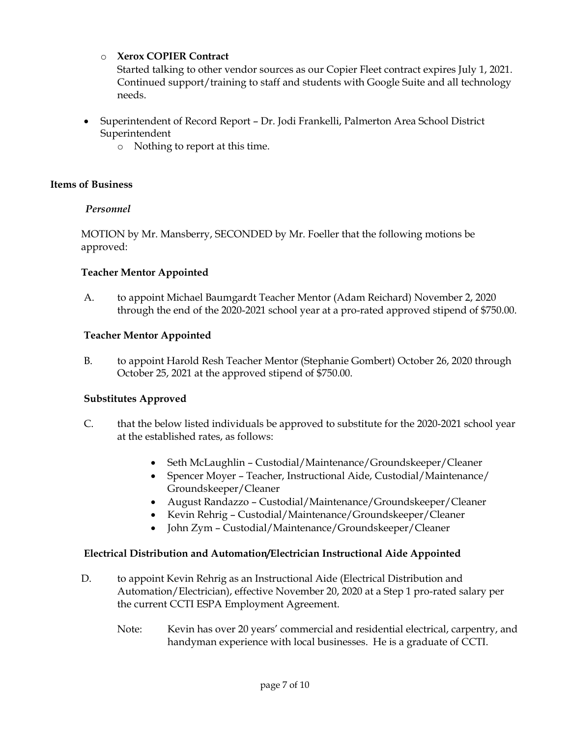- **Xerox COPIER Contract**
  Started talking to other vendor sources as our Copier Fleet contract expires July 1, 2021. Continued support/training to staff and students with Google Suite and all technology needs.

- Superintendent of Record Report – Dr. Jodi Frankelli, Palmerton Area School District Superintendent
  - Nothing to report at this time.

## Items of Business

### *Personnel*

MOTION by Mr. Mansberry, SECONDED by Mr. Foeller that the following motions be approved:

**Teacher Mentor Appointed**

A. to appoint Michael Baumgardt Teacher Mentor (Adam Reichard) November 2, 2020 through the end of the 2020-2021 school year at a pro-rated approved stipend of $750.00.

**Teacher Mentor Appointed**

B. to appoint Harold Resh Teacher Mentor (Stephanie Gombert) October 26, 2020 through October 25, 2021 at the approved stipend of $750.00.

**Substitutes Approved**

C. that the below listed individuals be approved to substitute for the 2020-2021 school year at the established rates, as follows:

- Seth McLaughlin – Custodial/Maintenance/Groundskeeper/Cleaner
- Spencer Moyer – Teacher, Instructional Aide, Custodial/Maintenance/ Groundskeeper/Cleaner
- August Randazzo – Custodial/Maintenance/Groundskeeper/Cleaner
- Kevin Rehrig – Custodial/Maintenance/Groundskeeper/Cleaner
- John Zym – Custodial/Maintenance/Groundskeeper/Cleaner

**Electrical Distribution and Automation/Electrician Instructional Aide Appointed**

D. to appoint Kevin Rehrig as an Instructional Aide (Electrical Distribution and Automation/Electrician), effective November 20, 2020 at a Step 1 pro-rated salary per the current CCTI ESPA Employment Agreement.

Note: Kevin has over 20 years' commercial and residential electrical, carpentry, and handyman experience with local businesses. He is a graduate of CCTI.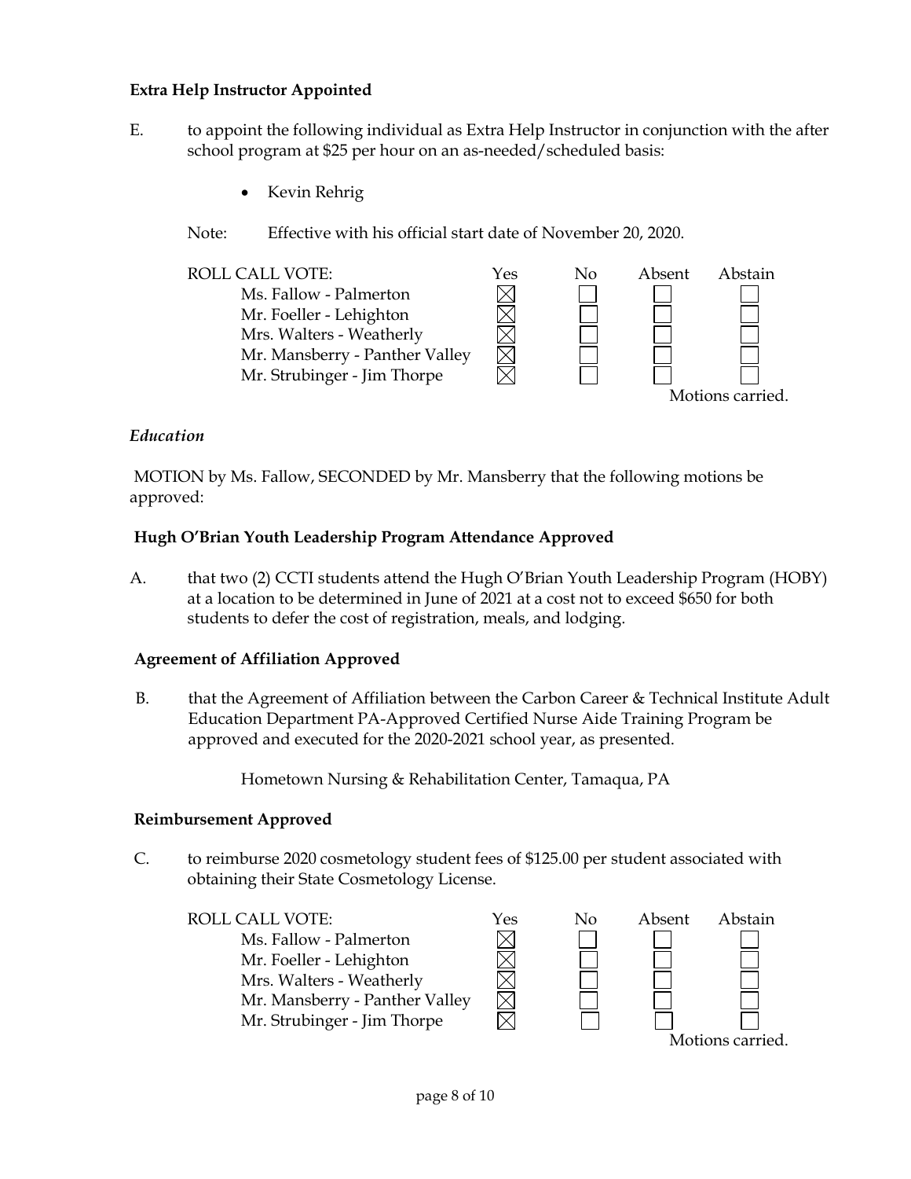**Extra Help Instructor Appointed**

E. to appoint the following individual as Extra Help Instructor in conjunction with the after school program at $25 per hour on an as-needed/scheduled basis:

- Kevin Rehrig

Note: Effective with his official start date of November 20, 2020.

| ROLL CALL VOTE: | Yes | No | Absent | Abstain |
|---|---|---|---|---|
| Ms. Fallow - Palmerton | ☒ | ☐ | ☐ | ☐ |
| Mr. Foeller - Lehighton | ☒ | ☐ | ☐ | ☐ |
| Mrs. Walters - Weatherly | ☒ | ☐ | ☐ | ☐ |
| Mr. Mansberry - Panther Valley | ☒ | ☐ | ☐ | ☐ |
| Mr. Strubinger - Jim Thorpe | ☒ | ☐ | ☐ | ☐ |

Motions carried.

*Education*

MOTION by Ms. Fallow, SECONDED by Mr. Mansberry that the following motions be approved:

**Hugh O'Brian Youth Leadership Program Attendance Approved**

A. that two (2) CCTI students attend the Hugh O'Brian Youth Leadership Program (HOBY) at a location to be determined in June of 2021 at a cost not to exceed $650 for both students to defer the cost of registration, meals, and lodging.

**Agreement of Affiliation Approved**

B. that the Agreement of Affiliation between the Carbon Career & Technical Institute Adult Education Department PA-Approved Certified Nurse Aide Training Program be approved and executed for the 2020-2021 school year, as presented.

Hometown Nursing & Rehabilitation Center, Tamaqua, PA

**Reimbursement Approved**

C. to reimburse 2020 cosmetology student fees of $125.00 per student associated with obtaining their State Cosmetology License.

| ROLL CALL VOTE: | Yes | No | Absent | Abstain |
|---|---|---|---|---|
| Ms. Fallow - Palmerton | ☒ | ☐ | ☐ | ☐ |
| Mr. Foeller - Lehighton | ☒ | ☐ | ☐ | ☐ |
| Mrs. Walters - Weatherly | ☒ | ☐ | ☐ | ☐ |
| Mr. Mansberry - Panther Valley | ☒ | ☐ | ☐ | ☐ |
| Mr. Strubinger - Jim Thorpe | ☒ | ☐ | ☐ | ☐ |

Motions carried.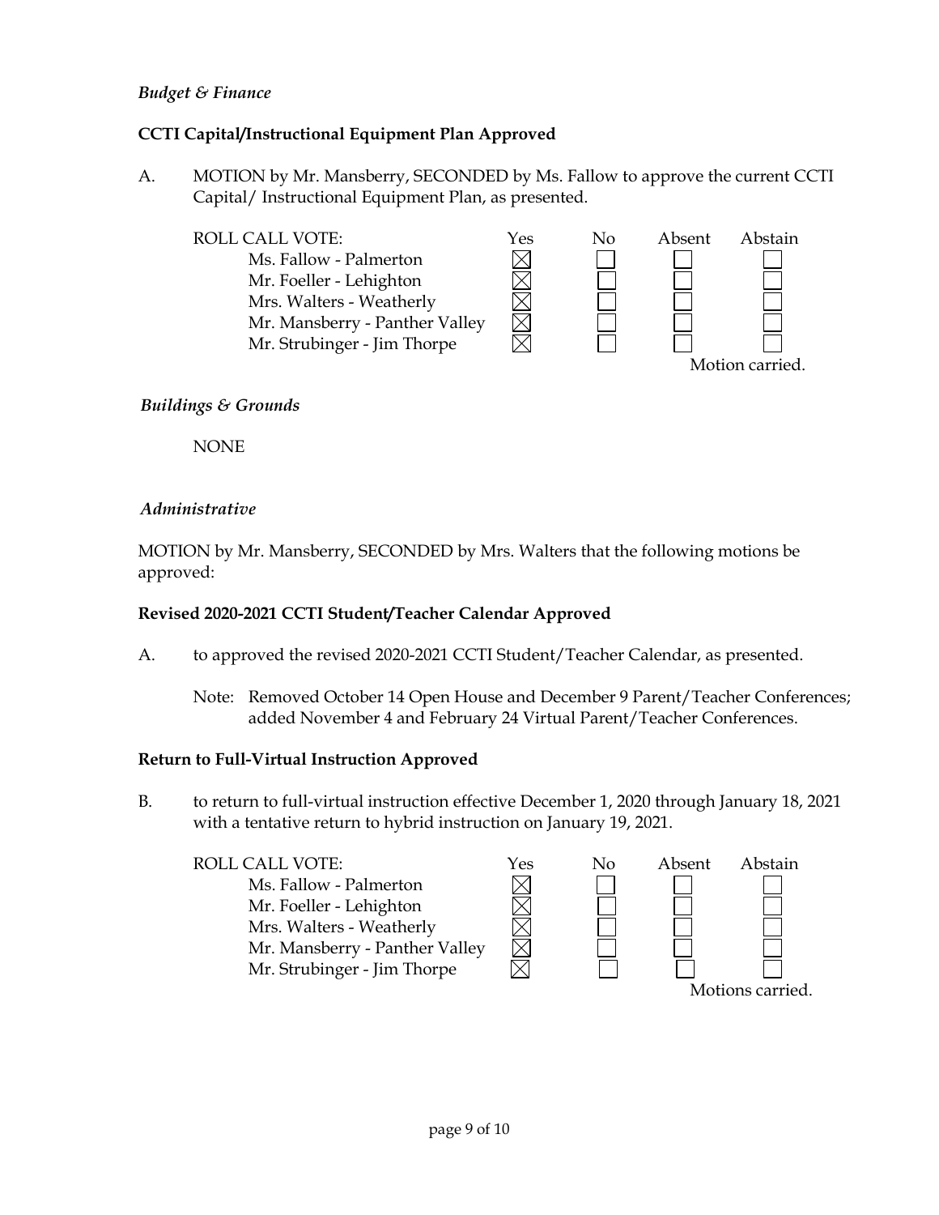*Budget & Finance*

**CCTI Capital/Instructional Equipment Plan Approved**

A. MOTION by Mr. Mansberry, SECONDED by Ms. Fallow to approve the current CCTI Capital/ Instructional Equipment Plan, as presented.

| ROLL CALL VOTE: | Yes | No | Absent | Abstain |
|---|---|---|---|---|
| Ms. Fallow - Palmerton | ☒ | ☐ | ☐ | ☐ |
| Mr. Foeller - Lehighton | ☒ | ☐ | ☐ | ☐ |
| Mrs. Walters - Weatherly | ☒ | ☐ | ☐ | ☐ |
| Mr. Mansberry - Panther Valley | ☒ | ☐ | ☐ | ☐ |
| Mr. Strubinger - Jim Thorpe | ☒ | ☐ | ☐ | ☐ |

Motion carried.

*Buildings & Grounds*

NONE

*Administrative*

MOTION by Mr. Mansberry, SECONDED by Mrs. Walters that the following motions be approved:

**Revised 2020-2021 CCTI Student/Teacher Calendar Approved**

A. to approved the revised 2020-2021 CCTI Student/Teacher Calendar, as presented.

Note: Removed October 14 Open House and December 9 Parent/Teacher Conferences; added November 4 and February 24 Virtual Parent/Teacher Conferences.

**Return to Full-Virtual Instruction Approved**

B. to return to full-virtual instruction effective December 1, 2020 through January 18, 2021 with a tentative return to hybrid instruction on January 19, 2021.

| ROLL CALL VOTE: | Yes | No | Absent | Abstain |
|---|---|---|---|---|
| Ms. Fallow - Palmerton | ☒ | ☐ | ☐ | ☐ |
| Mr. Foeller - Lehighton | ☒ | ☐ | ☐ | ☐ |
| Mrs. Walters - Weatherly | ☒ | ☐ | ☐ | ☐ |
| Mr. Mansberry - Panther Valley | ☒ | ☐ | ☐ | ☐ |
| Mr. Strubinger - Jim Thorpe | ☒ | ☐ | ☐ | ☐ |

Motions carried.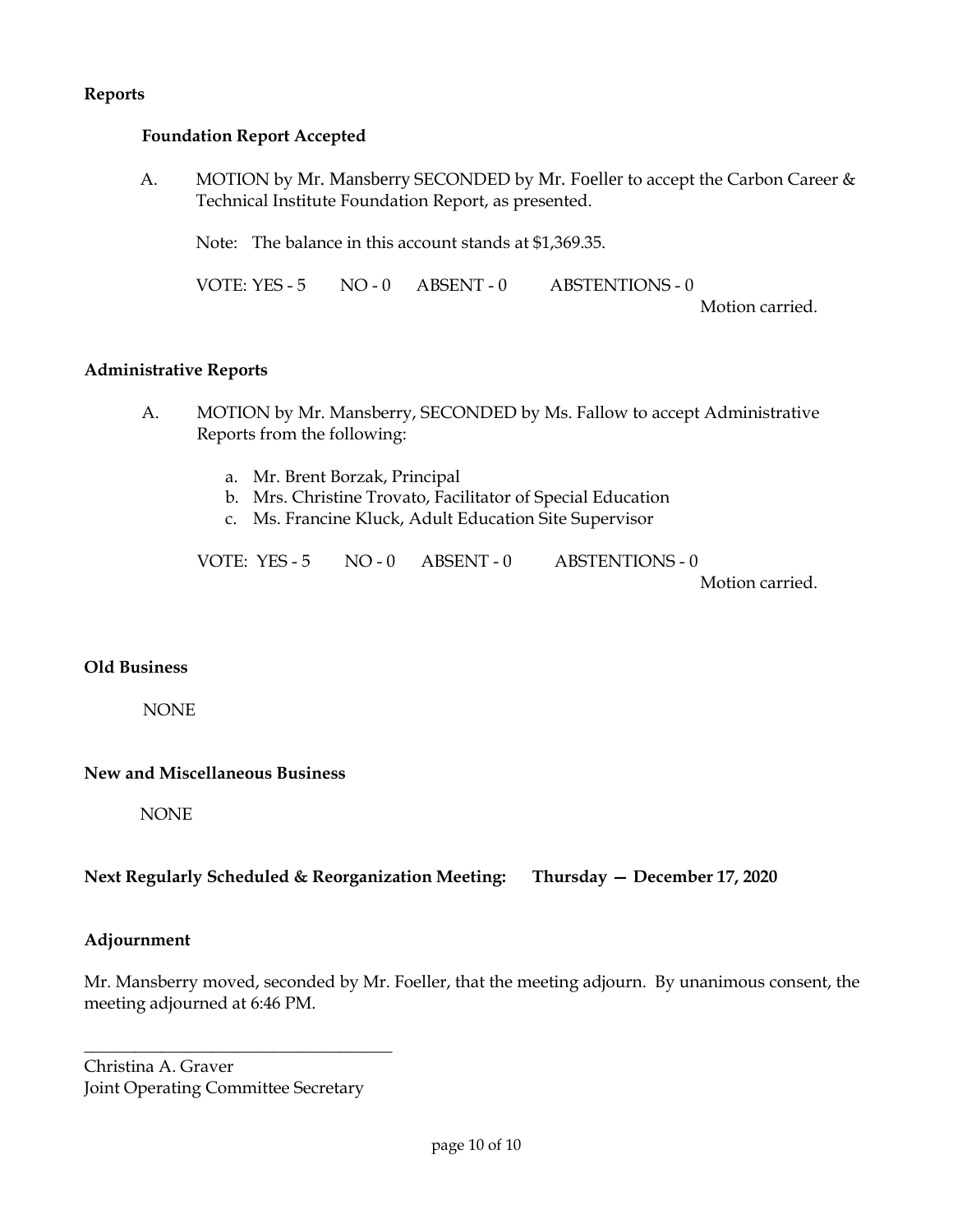**Reports**

**Foundation Report Accepted**

A. MOTION by Mr. Mansberry SECONDED by Mr. Foeller to accept the Carbon Career & Technical Institute Foundation Report, as presented.

Note: The balance in this account stands at $1,369.35.

VOTE: YES - 5 NO - 0 ABSENT - 0 ABSTENTIONS - 0

Motion carried.

**Administrative Reports**

A. MOTION by Mr. Mansberry, SECONDED by Ms. Fallow to accept Administrative Reports from the following:

   a. Mr. Brent Borzak, Principal
   b. Mrs. Christine Trovato, Facilitator of Special Education
   c. Ms. Francine Kluck, Adult Education Site Supervisor

VOTE: YES - 5 NO - 0 ABSENT - 0 ABSTENTIONS - 0

Motion carried.

**Old Business**

NONE

**New and Miscellaneous Business**

NONE

**Next Regularly Scheduled & Reorganization Meeting: Thursday — December 17, 2020**

**Adjournment**

Mr. Mansberry moved, seconded by Mr. Foeller, that the meeting adjourn. By unanimous consent, the meeting adjourned at 6:46 PM.

_____________________________________

Christina A. Graver
Joint Operating Committee Secretary